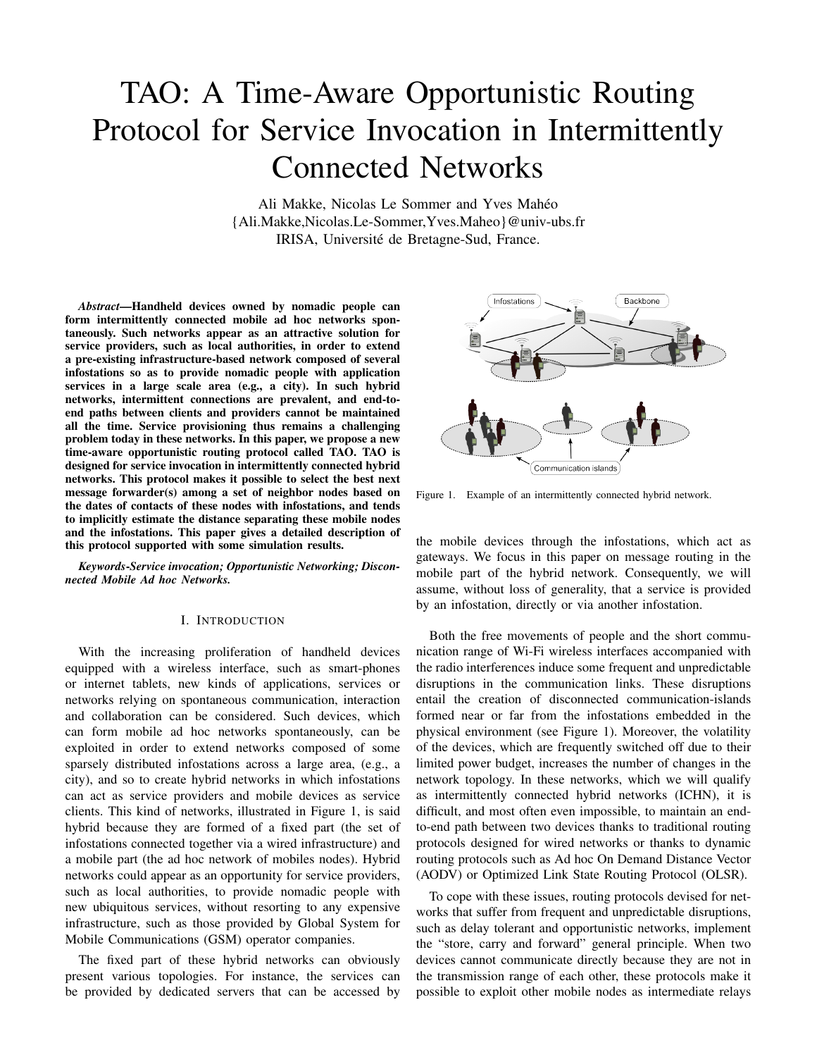# TAO: A Time-Aware Opportunistic Routing Protocol for Service Invocation in Intermittently Connected Networks

Ali Makke, Nicolas Le Sommer and Yves Mahéo
{Ali.Makke,Nicolas.Le-Sommer,Yves.Maheo}@univ-ubs.fr
IRISA, Université de Bretagne-Sud, France.

***Abstract*—Handheld devices owned by nomadic people can form intermittently connected mobile ad hoc networks spontaneously. Such networks appear as an attractive solution for service providers, such as local authorities, in order to extend a pre-existing infrastructure-based network composed of several infostations so as to provide nomadic people with application services in a large scale area (e.g., a city). In such hybrid networks, intermittent connections are prevalent, and end-to-end paths between clients and providers cannot be maintained all the time. Service provisioning thus remains a challenging problem today in these networks. In this paper, we propose a new time-aware opportunistic routing protocol called TAO. TAO is designed for service invocation in intermittently connected hybrid networks. This protocol makes it possible to select the best next message forwarder(s) among a set of neighbor nodes based on the dates of contacts of these nodes with infostations, and tends to implicitly estimate the distance separating these mobile nodes and the infostations. This paper gives a detailed description of this protocol supported with some simulation results.**

***Keywords*-Service invocation; Opportunistic Networking; Disconnected Mobile Ad hoc Networks.**

## I. Introduction

With the increasing proliferation of handheld devices equipped with a wireless interface, such as smart-phones or internet tablets, new kinds of applications, services or networks relying on spontaneous communication, interaction and collaboration can be considered. Such devices, which can form mobile ad hoc networks spontaneously, can be exploited in order to extend networks composed of some sparsely distributed infostations across a large area, (e.g., a city), and so to create hybrid networks in which infostations can act as service providers and mobile devices as service clients. This kind of networks, illustrated in Figure 1, is said hybrid because they are formed of a fixed part (the set of infostations connected together via a wired infrastructure) and a mobile part (the ad hoc network of mobiles nodes). Hybrid networks could appear as an opportunity for service providers, such as local authorities, to provide nomadic people with new ubiquitous services, without resorting to any expensive infrastructure, such as those provided by Global System for Mobile Communications (GSM) operator companies.

The fixed part of these hybrid networks can obviously present various topologies. For instance, the services can be provided by dedicated servers that can be accessed by the mobile devices through the infostations, which act as gateways. We focus in this paper on message routing in the mobile part of the hybrid network. Consequently, we will assume, without loss of generality, that a service is provided by an infostation, directly or via another infostation.

Figure 1. Example of an intermittently connected hybrid network.

Both the free movements of people and the short communication range of Wi-Fi wireless interfaces accompanied with the radio interferences induce some frequent and unpredictable disruptions in the communication links. These disruptions entail the creation of disconnected communication-islands formed near or far from the infostations embedded in the physical environment (see Figure 1). Moreover, the volatility of the devices, which are frequently switched off due to their limited power budget, increases the number of changes in the network topology. In these networks, which we will qualify as intermittently connected hybrid networks (ICHN), it is difficult, and most often even impossible, to maintain an end-to-end path between two devices thanks to traditional routing protocols designed for wired networks or thanks to dynamic routing protocols such as Ad hoc On Demand Distance Vector (AODV) or Optimized Link State Routing Protocol (OLSR).

To cope with these issues, routing protocols devised for networks that suffer from frequent and unpredictable disruptions, such as delay tolerant and opportunistic networks, implement the "store, carry and forward" general principle. When two devices cannot communicate directly because they are not in the transmission range of each other, these protocols make it possible to exploit other mobile nodes as intermediate relays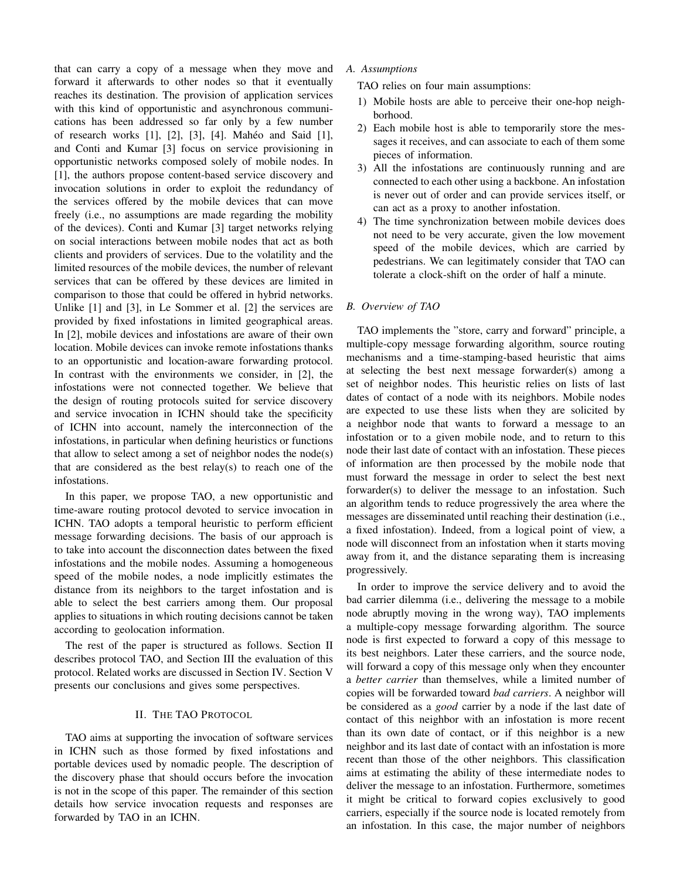that can carry a copy of a message when they move and forward it afterwards to other nodes so that it eventually reaches its destination. The provision of application services with this kind of opportunistic and asynchronous communications has been addressed so far only by a few number of research works [1], [2], [3], [4]. Mahéo and Said [1], and Conti and Kumar [3] focus on service provisioning in opportunistic networks composed solely of mobile nodes. In [1], the authors propose content-based service discovery and invocation solutions in order to exploit the redundancy of the services offered by the mobile devices that can move freely (i.e., no assumptions are made regarding the mobility of the devices). Conti and Kumar [3] target networks relying on social interactions between mobile nodes that act as both clients and providers of services. Due to the volatility and the limited resources of the mobile devices, the number of relevant services that can be offered by these devices are limited in comparison to those that could be offered in hybrid networks. Unlike [1] and [3], in Le Sommer et al. [2] the services are provided by fixed infostations in limited geographical areas. In [2], mobile devices and infostations are aware of their own location. Mobile devices can invoke remote infostations thanks to an opportunistic and location-aware forwarding protocol. In contrast with the environments we consider, in [2], the infostations were not connected together. We believe that the design of routing protocols suited for service discovery and service invocation in ICHN should take the specificity of ICHN into account, namely the interconnection of the infostations, in particular when defining heuristics or functions that allow to select among a set of neighbor nodes the node(s) that are considered as the best relay(s) to reach one of the infostations.

In this paper, we propose TAO, a new opportunistic and time-aware routing protocol devoted to service invocation in ICHN. TAO adopts a temporal heuristic to perform efficient message forwarding decisions. The basis of our approach is to take into account the disconnection dates between the fixed infostations and the mobile nodes. Assuming a homogeneous speed of the mobile nodes, a node implicitly estimates the distance from its neighbors to the target infostation and is able to select the best carriers among them. Our proposal applies to situations in which routing decisions cannot be taken according to geolocation information.

The rest of the paper is structured as follows. Section II describes protocol TAO, and Section III the evaluation of this protocol. Related works are discussed in Section IV. Section V presents our conclusions and gives some perspectives.

## II. The TAO Protocol

TAO aims at supporting the invocation of software services in ICHN such as those formed by fixed infostations and portable devices used by nomadic people. The description of the discovery phase that should occurs before the invocation is not in the scope of this paper. The remainder of this section details how service invocation requests and responses are forwarded by TAO in an ICHN.

### A. Assumptions

TAO relies on four main assumptions:

1) Mobile hosts are able to perceive their one-hop neighborhood.
2) Each mobile host is able to temporarily store the messages it receives, and can associate to each of them some pieces of information.
3) All the infostations are continuously running and are connected to each other using a backbone. An infostation is never out of order and can provide services itself, or can act as a proxy to another infostation.
4) The time synchronization between mobile devices does not need to be very accurate, given the low movement speed of the mobile devices, which are carried by pedestrians. We can legitimately consider that TAO can tolerate a clock-shift on the order of half a minute.

### B. Overview of TAO

TAO implements the "store, carry and forward" principle, a multiple-copy message forwarding algorithm, source routing mechanisms and a time-stamping-based heuristic that aims at selecting the best next message forwarder(s) among a set of neighbor nodes. This heuristic relies on lists of last dates of contact of a node with its neighbors. Mobile nodes are expected to use these lists when they are solicited by a neighbor node that wants to forward a message to an infostation or to a given mobile node, and to return to this node their last date of contact with an infostation. These pieces of information are then processed by the mobile node that must forward the message in order to select the best next forwarder(s) to deliver the message to an infostation. Such an algorithm tends to reduce progressively the area where the messages are disseminated until reaching their destination (i.e., a fixed infostation). Indeed, from a logical point of view, a node will disconnect from an infostation when it starts moving away from it, and the distance separating them is increasing progressively.

In order to improve the service delivery and to avoid the bad carrier dilemma (i.e., delivering the message to a mobile node abruptly moving in the wrong way), TAO implements a multiple-copy message forwarding algorithm. The source node is first expected to forward a copy of this message to its best neighbors. Later these carriers, and the source node, will forward a copy of this message only when they encounter a *better carrier* than themselves, while a limited number of copies will be forwarded toward *bad carriers*. A neighbor will be considered as a *good* carrier by a node if the last date of contact of this neighbor with an infostation is more recent than its own date of contact, or if this neighbor is a new neighbor and its last date of contact with an infostation is more recent than those of the other neighbors. This classification aims at estimating the ability of these intermediate nodes to deliver the message to an infostation. Furthermore, sometimes it might be critical to forward copies exclusively to good carriers, especially if the source node is located remotely from an infostation. In this case, the major number of neighbors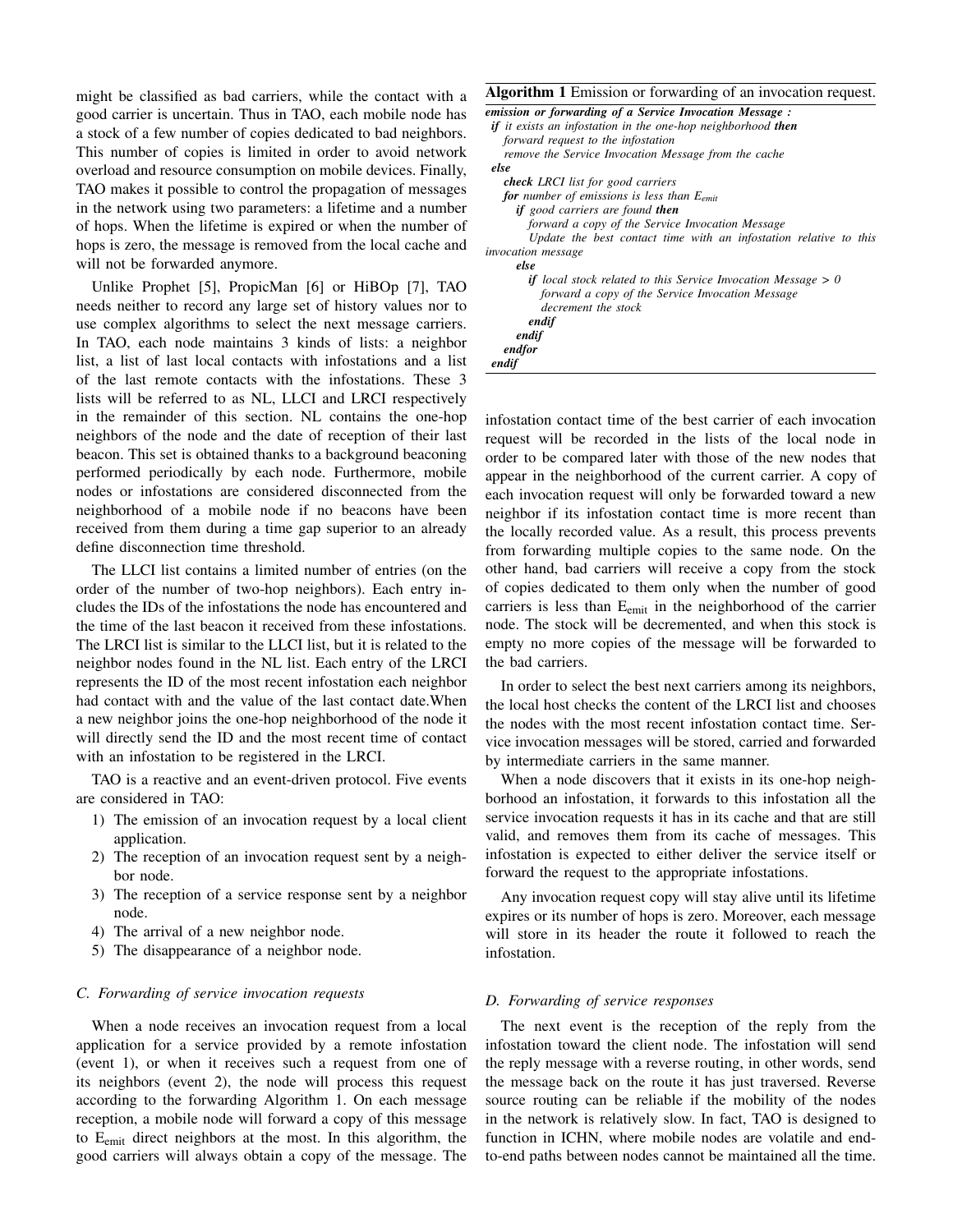might be classified as bad carriers, while the contact with a good carrier is uncertain. Thus in TAO, each mobile node has a stock of a few number of copies dedicated to bad neighbors. This number of copies is limited in order to avoid network overload and resource consumption on mobile devices. Finally, TAO makes it possible to control the propagation of messages in the network using two parameters: a lifetime and a number of hops. When the lifetime is expired or when the number of hops is zero, the message is removed from the local cache and will not be forwarded anymore.

Unlike Prophet [5], PropicMan [6] or HiBOp [7], TAO needs neither to record any large set of history values nor to use complex algorithms to select the next message carriers. In TAO, each node maintains 3 kinds of lists: a neighbor list, a list of last local contacts with infostations and a list of the last remote contacts with the infostations. These 3 lists will be referred to as NL, LLCI and LRCI respectively in the remainder of this section. NL contains the one-hop neighbors of the node and the date of reception of their last beacon. This set is obtained thanks to a background beaconing performed periodically by each node. Furthermore, mobile nodes or infostations are considered disconnected from the neighborhood of a mobile node if no beacons have been received from them during a time gap superior to an already define disconnection time threshold.

The LLCI list contains a limited number of entries (on the order of the number of two-hop neighbors). Each entry includes the IDs of the infostations the node has encountered and the time of the last beacon it received from these infostations. The LRCI list is similar to the LLCI list, but it is related to the neighbor nodes found in the NL list. Each entry of the LRCI represents the ID of the most recent infostation each neighbor had contact with and the value of the last contact date.When a new neighbor joins the one-hop neighborhood of the node it will directly send the ID and the most recent time of contact with an infostation to be registered in the LRCI.

TAO is a reactive and an event-driven protocol. Five events are considered in TAO:

1) The emission of an invocation request by a local client application.
2) The reception of an invocation request sent by a neighbor node.
3) The reception of a service response sent by a neighbor node.
4) The arrival of a new neighbor node.
5) The disappearance of a neighbor node.

### C. Forwarding of service invocation requests

When a node receives an invocation request from a local application for a service provided by a remote infostation (event 1), or when it receives such a request from one of its neighbors (event 2), the node will process this request according to the forwarding Algorithm 1. On each message reception, a mobile node will forward a copy of this message to $E_{emit}$ direct neighbors at the most. In this algorithm, the good carriers will always obtain a copy of the message. The infostation contact time of the best carrier of each invocation request will be recorded in the lists of the local node in order to be compared later with those of the new nodes that appear in the neighborhood of the current carrier. A copy of each invocation request will only be forwarded toward a new neighbor if its infostation contact time is more recent than the locally recorded value. As a result, this process prevents from forwarding multiple copies to the same node. On the other hand, bad carriers will receive a copy from the stock of copies dedicated to them only when the number of good carriers is less than $E_{emit}$ in the neighborhood of the carrier node. The stock will be decremented, and when this stock is empty no more copies of the message will be forwarded to the bad carriers.

**Algorithm 1** Emission or forwarding of an invocation request.

```
emission or forwarding of a Service Invocation Message :
if it exists an infostation in the one-hop neighborhood then
   forward request to the infostation
   remove the Service Invocation Message from the cache
else
   check LRCI list for good carriers
   for number of emissions is less than E_emit
      if good carriers are found then
         forward a copy of the Service Invocation Message
         Update the best contact time with an infostation relative to this invocation message
      else
         if local stock related to this Service Invocation Message > 0
            forward a copy of the Service Invocation Message
            decrement the stock
         endif
      endif
   endfor
endif
```

In order to select the best next carriers among its neighbors, the local host checks the content of the LRCI list and chooses the nodes with the most recent infostation contact time. Service invocation messages will be stored, carried and forwarded by intermediate carriers in the same manner.

When a node discovers that it exists in its one-hop neighborhood an infostation, it forwards to this infostation all the service invocation requests it has in its cache and that are still valid, and removes them from its cache of messages. This infostation is expected to either deliver the service itself or forward the request to the appropriate infostations.

Any invocation request copy will stay alive until its lifetime expires or its number of hops is zero. Moreover, each message will store in its header the route it followed to reach the infostation.

### D. Forwarding of service responses

The next event is the reception of the reply from the infostation toward the client node. The infostation will send the reply message with a reverse routing, in other words, send the message back on the route it has just traversed. Reverse source routing can be reliable if the mobility of the nodes in the network is relatively slow. In fact, TAO is designed to function in ICHN, where mobile nodes are volatile and end-to-end paths between nodes cannot be maintained all the time.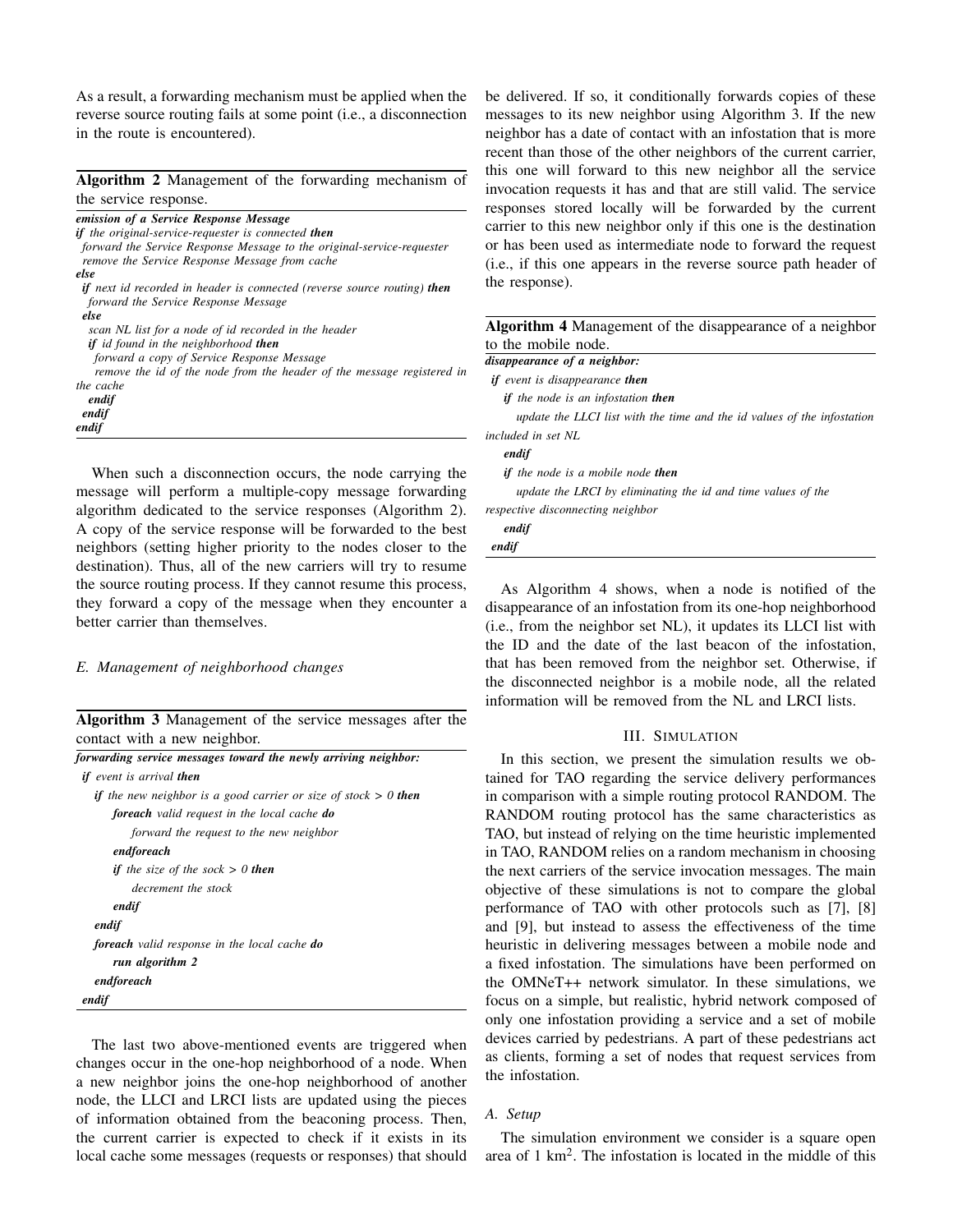As a result, a forwarding mechanism must be applied when the reverse source routing fails at some point (i.e., a disconnection in the route is encountered).

**Algorithm 2** Management of the forwarding mechanism of the service response.

```
emission of a Service Response Message
if the original-service-requester is connected then
  forward the Service Response Message to the original-service-requester
  remove the Service Response Message from cache
else
  if next id recorded in header is connected (reverse source routing) then
    forward the Service Response Message
  else
    scan NL list for a node of id recorded in the header
    if id found in the neighborhood then
      forward a copy of Service Response Message
      remove the id of the node from the header of the message registered in the cache
    endif
  endif
endif
```

When such a disconnection occurs, the node carrying the message will perform a multiple-copy message forwarding algorithm dedicated to the service responses (Algorithm 2). A copy of the service response will be forwarded to the best neighbors (setting higher priority to the nodes closer to the destination). Thus, all of the new carriers will try to resume the source routing process. If they cannot resume this process, they forward a copy of the message when they encounter a better carrier than themselves.

### E. Management of neighborhood changes

**Algorithm 3** Management of the service messages after the contact with a new neighbor.

```
forwarding service messages toward the newly arriving neighbor:
if event is arrival then
  if the new neighbor is a good carrier or size of stock > 0 then
    foreach valid request in the local cache do
      forward the request to the new neighbor
    endforeach
    if the size of the sock > 0 then
      decrement the stock
    endif
  endif
  foreach valid response in the local cache do
    run algorithm 2
  endforeach
endif
```

The last two above-mentioned events are triggered when changes occur in the one-hop neighborhood of a node. When a new neighbor joins the one-hop neighborhood of another node, the LLCI and LRCI lists are updated using the pieces of information obtained from the beaconing process. Then, the current carrier is expected to check if it exists in its local cache some messages (requests or responses) that should be delivered. If so, it conditionally forwards copies of these messages to its new neighbor using Algorithm 3. If the new neighbor has a date of contact with an infostation that is more recent than those of the other neighbors of the current carrier, this one will forward to this new neighbor all the service invocation requests it has and that are still valid. The service responses stored locally will be forwarded by the current carrier to this new neighbor only if this one is the destination or has been used as intermediate node to forward the request (i.e., if this one appears in the reverse source path header of the response).

**Algorithm 4** Management of the disappearance of a neighbor to the mobile node.

```
disappearance of a neighbor:
if event is disappearance then
  if the node is an infostation then
    update the LLCI list with the time and the id values of the infostation included in set NL
  endif
  if the node is a mobile node then
    update the LRCI by eliminating the id and time values of the respective disconnecting neighbor
  endif
endif
```

As Algorithm 4 shows, when a node is notified of the disappearance of an infostation from its one-hop neighborhood (i.e., from the neighbor set NL), it updates its LLCI list with the ID and the date of the last beacon of the infostation, that has been removed from the neighbor set. Otherwise, if the disconnected neighbor is a mobile node, all the related information will be removed from the NL and LRCI lists.

## III. Simulation

In this section, we present the simulation results we obtained for TAO regarding the service delivery performances in comparison with a simple routing protocol RANDOM. The RANDOM routing protocol has the same characteristics as TAO, but instead of relying on the time heuristic implemented in TAO, RANDOM relies on a random mechanism in choosing the next carriers of the service invocation messages. The main objective of these simulations is not to compare the global performance of TAO with other protocols such as [7], [8] and [9], but instead to assess the effectiveness of the time heuristic in delivering messages between a mobile node and a fixed infostation. The simulations have been performed on the OMNeT++ network simulator. In these simulations, we focus on a simple, but realistic, hybrid network composed of only one infostation providing a service and a set of mobile devices carried by pedestrians. A part of these pedestrians act as clients, forming a set of nodes that request services from the infostation.

### A. Setup

The simulation environment we consider is a square open area of 1 $km^2$. The infostation is located in the middle of this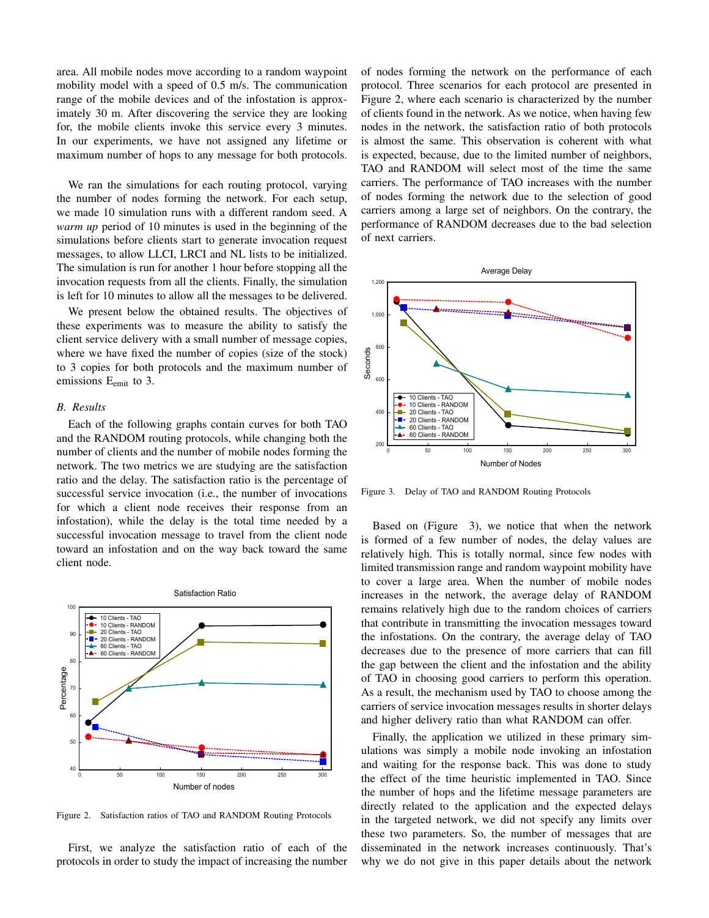area. All mobile nodes move according to a random waypoint mobility model with a speed of 0.5 m/s. The communication range of the mobile devices and of the infostation is approximately 30 m. After discovering the service they are looking for, the mobile clients invoke this service every 3 minutes. In our experiments, we have not assigned any lifetime or maximum number of hops to any message for both protocols.

We ran the simulations for each routing protocol, varying the number of nodes forming the network. For each setup, we made 10 simulation runs with a different random seed. A *warm up* period of 10 minutes is used in the beginning of the simulations before clients start to generate invocation request messages, to allow LLCI, LRCI and NL lists to be initialized. The simulation is run for another 1 hour before stopping all the invocation requests from all the clients. Finally, the simulation is left for 10 minutes to allow all the messages to be delivered.

We present below the obtained results. The objectives of these experiments was to measure the ability to satisfy the client service delivery with a small number of message copies, where we have fixed the number of copies (size of the stock) to 3 copies for both protocols and the maximum number of emissions $E_{emit}$ to 3.

### B. Results

Each of the following graphs contain curves for both TAO and the RANDOM routing protocols, while changing both the number of clients and the number of mobile nodes forming the network. The two metrics we are studying are the satisfaction ratio and the delay. The satisfaction ratio is the percentage of successful service invocation (i.e., the number of invocations for which a client node receives their response from an infostation), while the delay is the total time needed by a successful invocation message to travel from the client node toward an infostation and on the way back toward the same client node.

Figure 2. Satisfaction ratios of TAO and RANDOM Routing Protocols

First, we analyze the satisfaction ratio of each of the protocols in order to study the impact of increasing the number of nodes forming the network on the performance of each protocol. Three scenarios for each protocol are presented in Figure 2, where each scenario is characterized by the number of clients found in the network. As we notice, when having few nodes in the network, the satisfaction ratio of both protocols is almost the same. This observation is coherent with what is expected, because, due to the limited number of neighbors, TAO and RANDOM will select most of the time the same carriers. The performance of TAO increases with the number of nodes forming the network due to the selection of good carriers among a large set of neighbors. On the contrary, the performance of RANDOM decreases due to the bad selection of next carriers.

Figure 3. Delay of TAO and RANDOM Routing Protocols

Based on (Figure 3), we notice that when the network is formed of a few number of nodes, the delay values are relatively high. This is totally normal, since few nodes with limited transmission range and random waypoint mobility have to cover a large area. When the number of mobile nodes increases in the network, the average delay of RANDOM remains relatively high due to the random choices of carriers that contribute in transmitting the invocation messages toward the infostations. On the contrary, the average delay of TAO decreases due to the presence of more carriers that can fill the gap between the client and the infostation and the ability of TAO in choosing good carriers to perform this operation. As a result, the mechanism used by TAO to choose among the carriers of service invocation messages results in shorter delays and higher delivery ratio than what RANDOM can offer.

Finally, the application we utilized in these primary simulations was simply a mobile node invoking an infostation and waiting for the response back. This was done to study the effect of the time heuristic implemented in TAO. Since the number of hops and the lifetime message parameters are directly related to the application and the expected delays in the targeted network, we did not specify any limits over these two parameters. So, the number of messages that are disseminated in the network increases continuously. That's why we do not give in this paper details about the network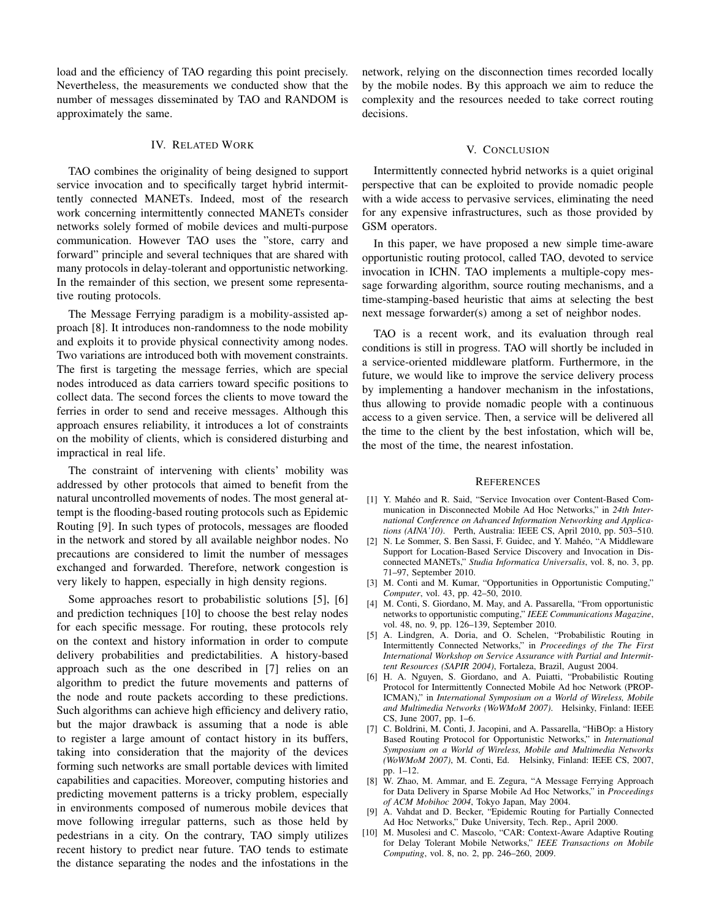load and the efficiency of TAO regarding this point precisely. Nevertheless, the measurements we conducted show that the number of messages disseminated by TAO and RANDOM is approximately the same.

## IV. Related Work

TAO combines the originality of being designed to support service invocation and to specifically target hybrid intermittently connected MANETs. Indeed, most of the research work concerning intermittently connected MANETs consider networks solely formed of mobile devices and multi-purpose communication. However TAO uses the "store, carry and forward" principle and several techniques that are shared with many protocols in delay-tolerant and opportunistic networking. In the remainder of this section, we present some representative routing protocols.

The Message Ferrying paradigm is a mobility-assisted approach [8]. It introduces non-randomness to the node mobility and exploits it to provide physical connectivity among nodes. Two variations are introduced both with movement constraints. The first is targeting the message ferries, which are special nodes introduced as data carriers toward specific positions to collect data. The second forces the clients to move toward the ferries in order to send and receive messages. Although this approach ensures reliability, it introduces a lot of constraints on the mobility of clients, which is considered disturbing and impractical in real life.

The constraint of intervening with clients' mobility was addressed by other protocols that aimed to benefit from the natural uncontrolled movements of nodes. The most general attempt is the flooding-based routing protocols such as Epidemic Routing [9]. In such types of protocols, messages are flooded in the network and stored by all available neighbor nodes. No precautions are considered to limit the number of messages exchanged and forwarded. Therefore, network congestion is very likely to happen, especially in high density regions.

Some approaches resort to probabilistic solutions [5], [6] and prediction techniques [10] to choose the best relay nodes for each specific message. For routing, these protocols rely on the context and history information in order to compute delivery probabilities and predictabilities. A history-based approach such as the one described in [7] relies on an algorithm to predict the future movements and patterns of the node and route packets according to these predictions. Such algorithms can achieve high efficiency and delivery ratio, but the major drawback is assuming that a node is able to register a large amount of contact history in its buffers, taking into consideration that the majority of the devices forming such networks are small portable devices with limited capabilities and capacities. Moreover, computing histories and predicting movement patterns is a tricky problem, especially in environments composed of numerous mobile devices that move following irregular patterns, such as those held by pedestrians in a city. On the contrary, TAO simply utilizes recent history to predict near future. TAO tends to estimate the distance separating the nodes and the infostations in the network, relying on the disconnection times recorded locally by the mobile nodes. By this approach we aim to reduce the complexity and the resources needed to take correct routing decisions.

## V. Conclusion

Intermittently connected hybrid networks is a quiet original perspective that can be exploited to provide nomadic people with a wide access to pervasive services, eliminating the need for any expensive infrastructures, such as those provided by GSM operators.

In this paper, we have proposed a new simple time-aware opportunistic routing protocol, called TAO, devoted to service invocation in ICHN. TAO implements a multiple-copy message forwarding algorithm, source routing mechanisms, and a time-stamping-based heuristic that aims at selecting the best next message forwarder(s) among a set of neighbor nodes.

TAO is a recent work, and its evaluation through real conditions is still in progress. TAO will shortly be included in a service-oriented middleware platform. Furthermore, in the future, we would like to improve the service delivery process by implementing a handover mechanism in the infostations, thus allowing to provide nomadic people with a continuous access to a given service. Then, a service will be delivered all the time to the client by the best infostation, which will be, the most of the time, the nearest infostation.

## References

[1] Y. Mahéo and R. Said, "Service Invocation over Content-Based Communication in Disconnected Mobile Ad Hoc Networks," in *24th International Conference on Advanced Information Networking and Applications (AINA'10)*. Perth, Australia: IEEE CS, April 2010, pp. 503–510.

[2] N. Le Sommer, S. Ben Sassi, F. Guidec, and Y. Mahéo, "A Middleware Support for Location-Based Service Discovery and Invocation in Disconnected MANETs," *Studia Informatica Universalis*, vol. 8, no. 3, pp. 71–97, September 2010.

[3] M. Conti and M. Kumar, "Opportunities in Opportunistic Computing," *Computer*, vol. 43, pp. 42–50, 2010.

[4] M. Conti, S. Giordano, M. May, and A. Passarella, "From opportunistic networks to opportunistic computing," *IEEE Communications Magazine*, vol. 48, no. 9, pp. 126–139, September 2010.

[5] A. Lindgren, A. Doria, and O. Schelen, "Probabilistic Routing in Intermittently Connected Networks," in *Proceedings of the The First International Workshop on Service Assurance with Partial and Intermittent Resources (SAPIR 2004)*, Fortaleza, Brazil, August 2004.

[6] H. A. Nguyen, S. Giordano, and A. Puiatti, "Probabilistic Routing Protocol for Intermittently Connected Mobile Ad hoc Network (PROPICMAN)," in *International Symposium on a World of Wireless, Mobile and Multimedia Networks (WoWMoM 2007)*. Helsinky, Finland: IEEE CS, June 2007, pp. 1–6.

[7] C. Boldrini, M. Conti, J. Jacopini, and A. Passarella, "HiBOp: a History Based Routing Protocol for Opportunistic Networks," in *International Symposium on a World of Wireless, Mobile and Multimedia Networks (WoWMoM 2007)*, M. Conti, Ed. Helsinky, Finland: IEEE CS, 2007, pp. 1–12.

[8] W. Zhao, M. Ammar, and E. Zegura, "A Message Ferrying Approach for Data Delivery in Sparse Mobile Ad Hoc Networks," in *Proceedings of ACM Mobihoc 2004*, Tokyo Japan, May 2004.

[9] A. Vahdat and D. Becker, "Epidemic Routing for Partially Connected Ad Hoc Networks," Duke University, Tech. Rep., April 2000.

[10] M. Musolesi and C. Mascolo, "CAR: Context-Aware Adaptive Routing for Delay Tolerant Mobile Networks," *IEEE Transactions on Mobile Computing*, vol. 8, no. 2, pp. 246–260, 2009.